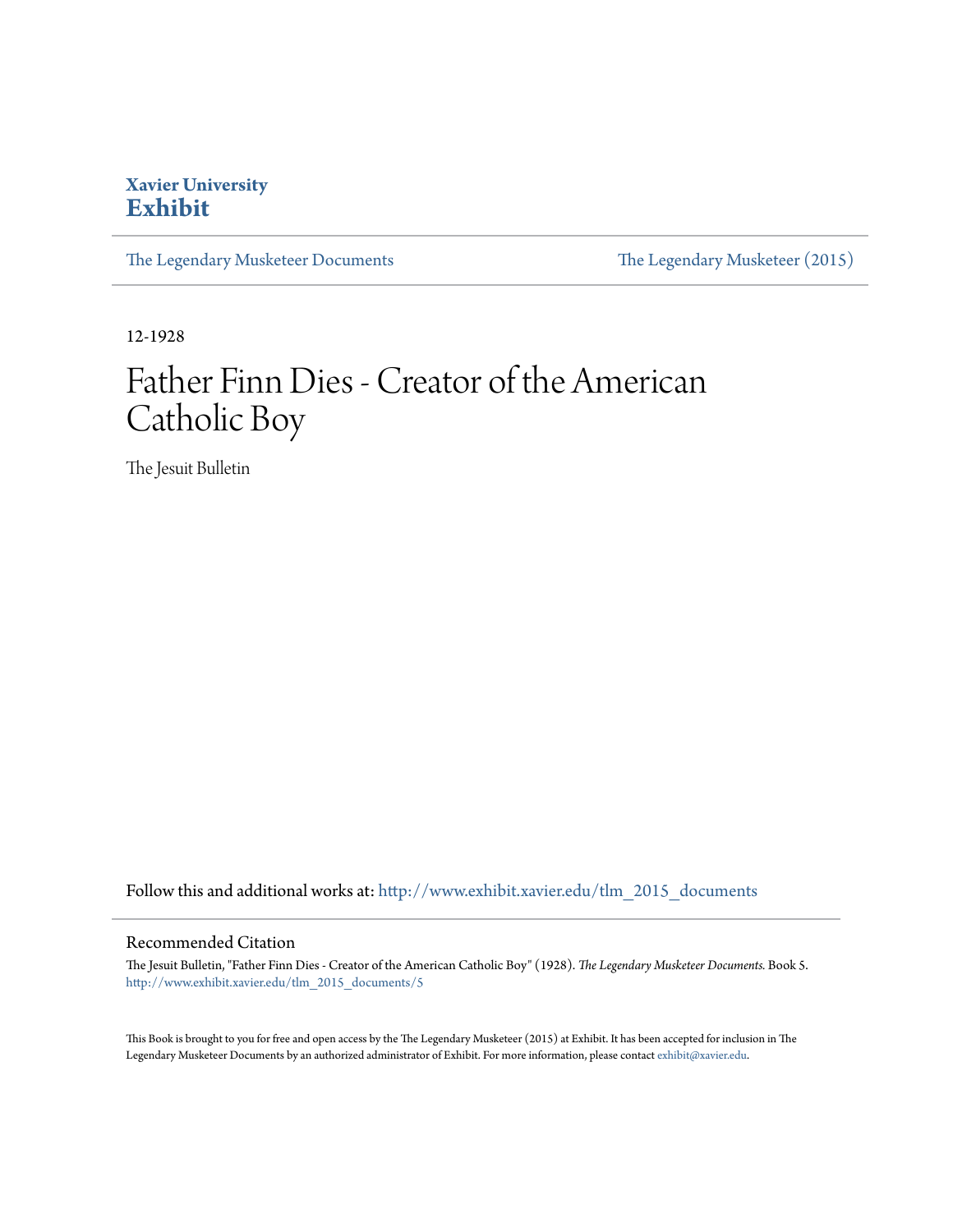**Xavier University**
**Exhibit**

[The Legendary Musketeer Documents](http://www.exhibit.xavier.edu/tlm_2015_documents) | [The Legendary Musketeer (2015)](http://www.exhibit.xavier.edu/tlm_2015)

12-1928

# Father Finn Dies - Creator of the American Catholic Boy

The Jesuit Bulletin

Follow this and additional works at: http://www.exhibit.xavier.edu/tlm_2015_documents

## Recommended Citation

The Jesuit Bulletin, "Father Finn Dies - Creator of the American Catholic Boy" (1928). *The Legendary Musketeer Documents.* Book 5. http://www.exhibit.xavier.edu/tlm_2015_documents/5

This Book is brought to you for free and open access by the The Legendary Musketeer (2015) at Exhibit. It has been accepted for inclusion in The Legendary Musketeer Documents by an authorized administrator of Exhibit. For more information, please contact exhibit@xavier.edu.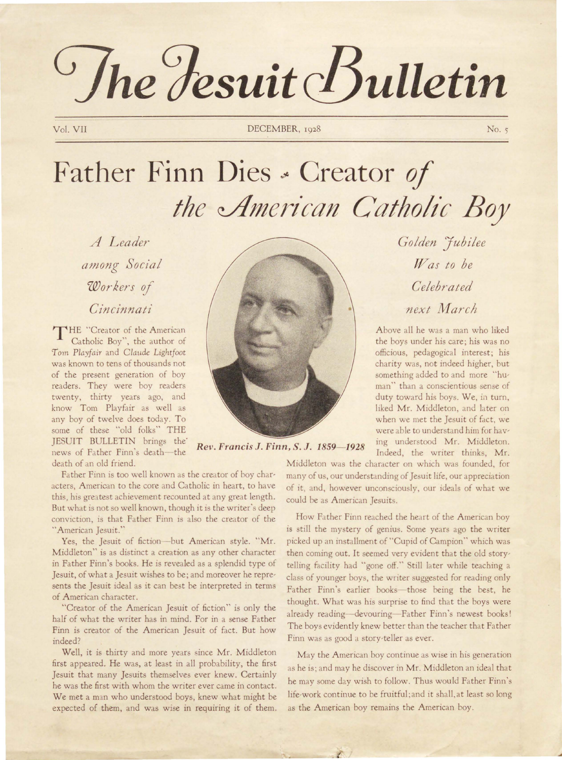# The Jesuit Bulletin

Vol. VII DECEMBER, 1928 No. 5

# Father Finn Dies - Creator *of the American Catholic Boy*

## *A Leader among Social Workers of Cincinnati*

THE "Creator of the American Catholic Boy", the author of *Tom Playfair* and *Claude Lightfoot* was known to tens of thousands not of the present generation of boy readers. They were boy readers twenty, thirty years ago, and know Tom Playfair as well as any boy of twelve does today. To some of these "old folks" THE JESUIT BULLETIN brings the news of Father Finn's death—the death of an old friend.

*Rev. Francis J. Finn, S. J. 1859—1928*

Father Finn is too well known as the creator of boy characters, American to the core and Catholic in heart, to have this, his greatest achievement recounted at any great length. But what is not so well known, though it is the writer's deep conviction, is that Father Finn is also the creator of the "American Jesuit."

Yes, the Jesuit of fiction—but American style. "Mr. Middleton" is as distinct a creation as any other character in Father Finn's books. He is revealed as a splendid type of Jesuit, of what a Jesuit wishes to be; and moreover he represents the Jesuit ideal as it can best be interpreted in terms of American character.

"Creator of the American Jesuit of fiction" is only the half of what the writer has in mind. For in a sense Father Finn is creator of the American Jesuit of fact. But how indeed?

Well, it is thirty and more years since Mr. Middleton first appeared. He was, at least in all probability, the first Jesuit that many Jesuits themselves ever knew. Certainly he was the first with whom the writer ever came in contact. We met a man who understood boys, knew what might be expected of them, and was wise in requiring it of them.

## *Golden Jubilee Was to be Celebrated next March*

Above all he was a man who liked the boys under his care; his was no officious, pedagogical interest; his charity was, not indeed higher, but something added to and more "human" than a conscientious sense of duty toward his boys. We, in turn, liked Mr. Middleton, and later on when we met the Jesuit of fact, we were able to understand him for having understood Mr. Middleton. Indeed, the writer thinks, Mr. Middleton was the character on which was founded, for many of us, our understanding of Jesuit life, our appreciation of it, and, however unconsciously, our ideals of what we could be as American Jesuits.

How Father Finn reached the heart of the American boy is still the mystery of genius. Some years ago the writer picked up an installment of "Cupid of Campion" which was then coming out. It seemed very evident that the old story-telling facility had "gone off." Still later while teaching a class of younger boys, the writer suggested for reading only Father Finn's earlier books—those being the best, he thought. What was his surprise to find that the boys were already reading—devouring—Father Finn's newest books! The boys evidently knew better than the teacher that Father Finn was as good a story-teller as ever.

May the American boy continue as wise in his generation as he is; and may he discover in Mr. Middleton an ideal that he may some day wish to follow. Thus would Father Finn's life-work continue to be fruitful; and it shall, at least so long as the American boy remains the American boy.